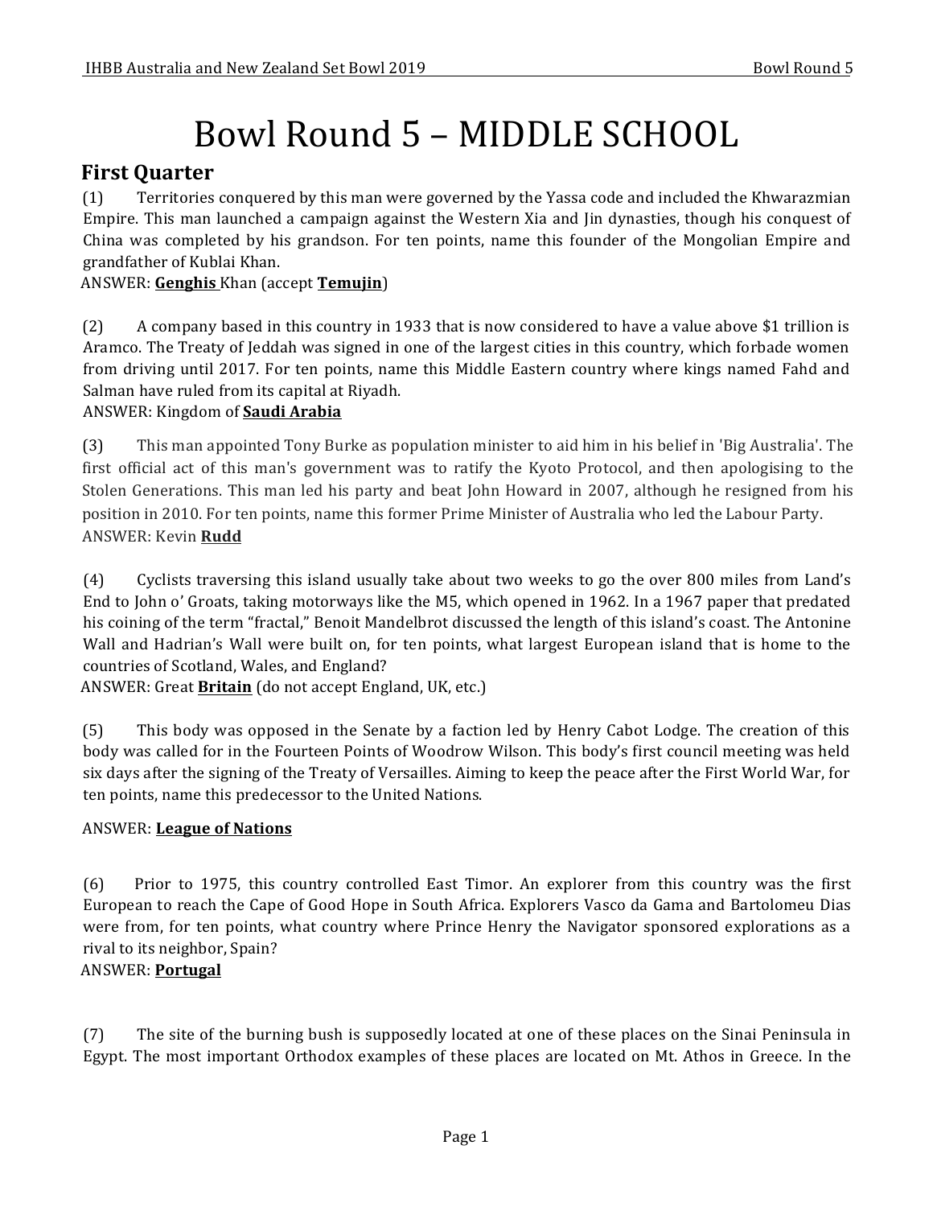# Bowl Round 5 – MIDDLE SCHOOL

## First Quarter

(1) Territories conquered by this man were governed by the Yassa code and included the Khwarazmian Empire. This man launched a campaign against the Western Xia and Jin dynasties, though his conquest of China was completed by his grandson. For ten points, name this founder of the Mongolian Empire and grandfather of Kublai Khan.
ANSWER: **Genghis** Khan (accept **Temujin**)

(2) A company based in this country in 1933 that is now considered to have a value above $1 trillion is Aramco. The Treaty of Jeddah was signed in one of the largest cities in this country, which forbade women from driving until 2017. For ten points, name this Middle Eastern country where kings named Fahd and Salman have ruled from its capital at Riyadh.
ANSWER: Kingdom of **Saudi Arabia**

(3) This man appointed Tony Burke as population minister to aid him in his belief in 'Big Australia'. The first official act of this man's government was to ratify the Kyoto Protocol, and then apologising to the Stolen Generations. This man led his party and beat John Howard in 2007, although he resigned from his position in 2010. For ten points, name this former Prime Minister of Australia who led the Labour Party.
ANSWER: Kevin **Rudd**

(4) Cyclists traversing this island usually take about two weeks to go the over 800 miles from Land's End to John o' Groats, taking motorways like the M5, which opened in 1962. In a 1967 paper that predated his coining of the term "fractal," Benoit Mandelbrot discussed the length of this island's coast. The Antonine Wall and Hadrian's Wall were built on, for ten points, what largest European island that is home to the countries of Scotland, Wales, and England?
ANSWER: Great **Britain** (do not accept England, UK, etc.)

(5) This body was opposed in the Senate by a faction led by Henry Cabot Lodge. The creation of this body was called for in the Fourteen Points of Woodrow Wilson. This body's first council meeting was held six days after the signing of the Treaty of Versailles. Aiming to keep the peace after the First World War, for ten points, name this predecessor to the United Nations.

ANSWER: **League of Nations**

(6) Prior to 1975, this country controlled East Timor. An explorer from this country was the first European to reach the Cape of Good Hope in South Africa. Explorers Vasco da Gama and Bartolomeu Dias were from, for ten points, what country where Prince Henry the Navigator sponsored explorations as a rival to its neighbor, Spain?
ANSWER: **Portugal**

(7) The site of the burning bush is supposedly located at one of these places on the Sinai Peninsula in Egypt. The most important Orthodox examples of these places are located on Mt. Athos in Greece. In the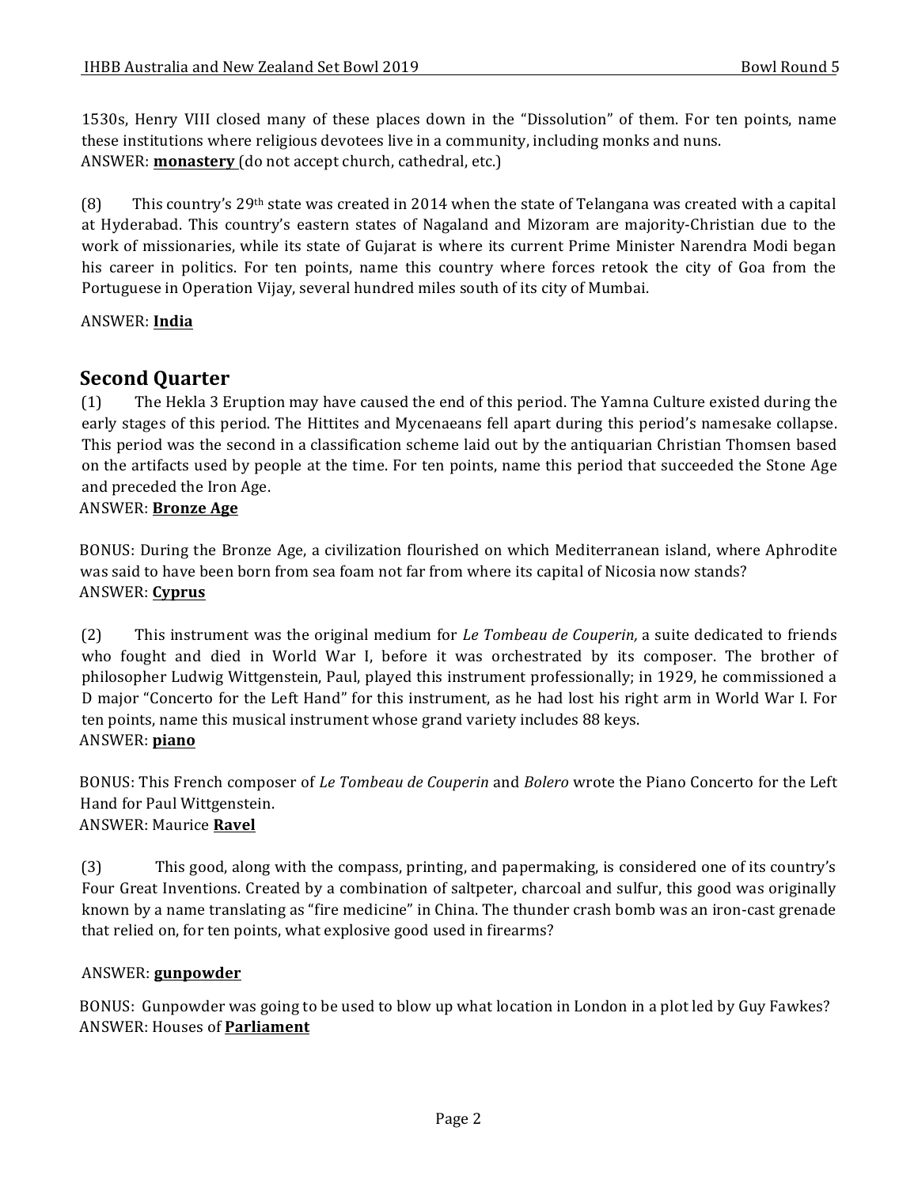1530s, Henry VIII closed many of these places down in the "Dissolution" of them. For ten points, name these institutions where religious devotees live in a community, including monks and nuns.
ANSWER: **monastery** (do not accept church, cathedral, etc.)

(8) This country's 29th state was created in 2014 when the state of Telangana was created with a capital at Hyderabad. This country's eastern states of Nagaland and Mizoram are majority-Christian due to the work of missionaries, while its state of Gujarat is where its current Prime Minister Narendra Modi began his career in politics. For ten points, name this country where forces retook the city of Goa from the Portuguese in Operation Vijay, several hundred miles south of its city of Mumbai.

ANSWER: **India**

## Second Quarter

(1) The Hekla 3 Eruption may have caused the end of this period. The Yamna Culture existed during the early stages of this period. The Hittites and Mycenaeans fell apart during this period's namesake collapse. This period was the second in a classification scheme laid out by the antiquarian Christian Thomsen based on the artifacts used by people at the time. For ten points, name this period that succeeded the Stone Age and preceded the Iron Age.
ANSWER: **Bronze Age**

BONUS: During the Bronze Age, a civilization flourished on which Mediterranean island, where Aphrodite was said to have been born from sea foam not far from where its capital of Nicosia now stands?
ANSWER: **Cyprus**

(2) This instrument was the original medium for *Le Tombeau de Couperin,* a suite dedicated to friends who fought and died in World War I, before it was orchestrated by its composer. The brother of philosopher Ludwig Wittgenstein, Paul, played this instrument professionally; in 1929, he commissioned a D major "Concerto for the Left Hand" for this instrument, as he had lost his right arm in World War I. For ten points, name this musical instrument whose grand variety includes 88 keys.
ANSWER: **piano**

BONUS: This French composer of *Le Tombeau de Couperin* and *Bolero* wrote the Piano Concerto for the Left Hand for Paul Wittgenstein.
ANSWER: Maurice **Ravel**

(3) This good, along with the compass, printing, and papermaking, is considered one of its country's Four Great Inventions. Created by a combination of saltpeter, charcoal and sulfur, this good was originally known by a name translating as "fire medicine" in China. The thunder crash bomb was an iron-cast grenade that relied on, for ten points, what explosive good used in firearms?

ANSWER: **gunpowder**

BONUS: Gunpowder was going to be used to blow up what location in London in a plot led by Guy Fawkes?
ANSWER: Houses of **Parliament**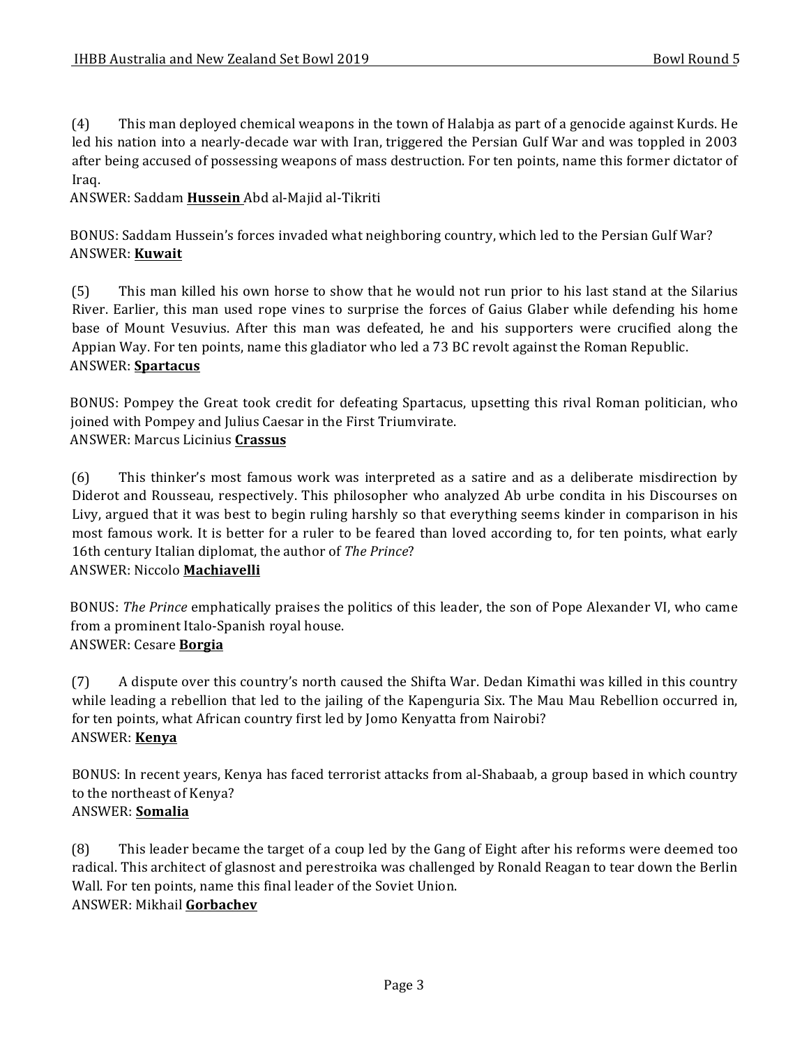(4) This man deployed chemical weapons in the town of Halabja as part of a genocide against Kurds. He led his nation into a nearly-decade war with Iran, triggered the Persian Gulf War and was toppled in 2003 after being accused of possessing weapons of mass destruction. For ten points, name this former dictator of Iraq.

ANSWER: Saddam **Hussein** Abd al-Majid al-Tikriti

BONUS: Saddam Hussein's forces invaded what neighboring country, which led to the Persian Gulf War?

ANSWER: **Kuwait**

(5) This man killed his own horse to show that he would not run prior to his last stand at the Silarius River. Earlier, this man used rope vines to surprise the forces of Gaius Glaber while defending his home base of Mount Vesuvius. After this man was defeated, he and his supporters were crucified along the Appian Way. For ten points, name this gladiator who led a 73 BC revolt against the Roman Republic.

ANSWER: **Spartacus**

BONUS: Pompey the Great took credit for defeating Spartacus, upsetting this rival Roman politician, who joined with Pompey and Julius Caesar in the First Triumvirate.

ANSWER: Marcus Licinius **Crassus**

(6) This thinker's most famous work was interpreted as a satire and as a deliberate misdirection by Diderot and Rousseau, respectively. This philosopher who analyzed Ab urbe condita in his Discourses on Livy, argued that it was best to begin ruling harshly so that everything seems kinder in comparison in his most famous work. It is better for a ruler to be feared than loved according to, for ten points, what early 16th century Italian diplomat, the author of *The Prince*?

ANSWER: Niccolo **Machiavelli**

BONUS: *The Prince* emphatically praises the politics of this leader, the son of Pope Alexander VI, who came from a prominent Italo-Spanish royal house.

ANSWER: Cesare **Borgia**

(7) A dispute over this country's north caused the Shifta War. Dedan Kimathi was killed in this country while leading a rebellion that led to the jailing of the Kapenguria Six. The Mau Mau Rebellion occurred in, for ten points, what African country first led by Jomo Kenyatta from Nairobi?

ANSWER: **Kenya**

BONUS: In recent years, Kenya has faced terrorist attacks from al-Shabaab, a group based in which country to the northeast of Kenya?

ANSWER: **Somalia**

(8) This leader became the target of a coup led by the Gang of Eight after his reforms were deemed too radical. This architect of glasnost and perestroika was challenged by Ronald Reagan to tear down the Berlin Wall. For ten points, name this final leader of the Soviet Union.

ANSWER: Mikhail **Gorbachev**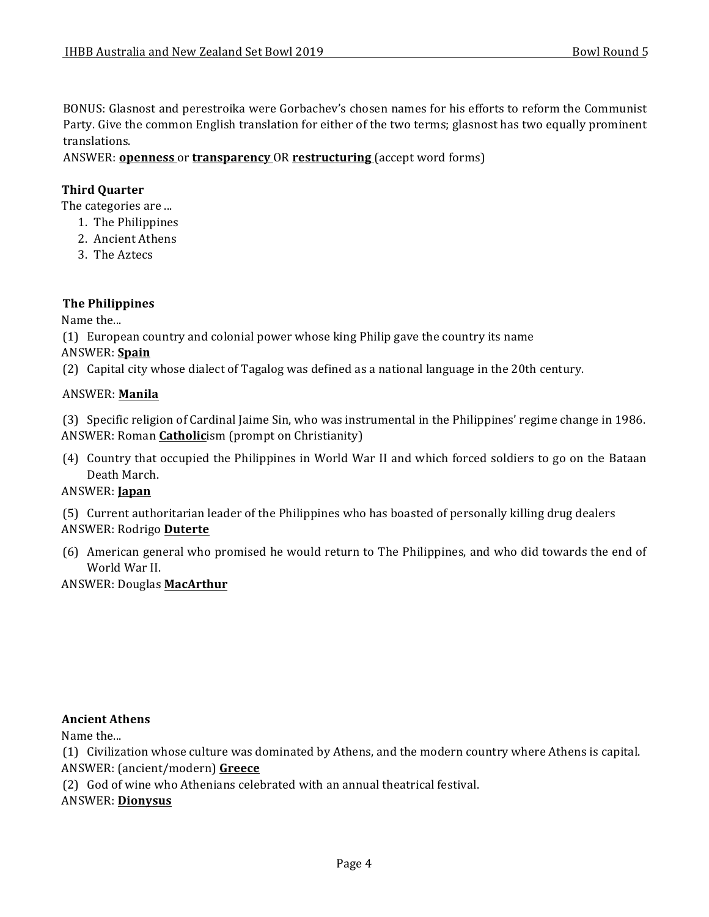BONUS: Glasnost and perestroika were Gorbachev's chosen names for his efforts to reform the Communist Party. Give the common English translation for either of the two terms; glasnost has two equally prominent translations.
ANSWER: **openness** or **transparency** OR **restructuring** (accept word forms)

### Third Quarter

The categories are ...

1. The Philippines
2. Ancient Athens
3. The Aztecs

### The Philippines

Name the...

(1) European country and colonial power whose king Philip gave the country its name
ANSWER: **Spain**

(2) Capital city whose dialect of Tagalog was defined as a national language in the 20th century.
ANSWER: **Manila**

(3) Specific religion of Cardinal Jaime Sin, who was instrumental in the Philippines' regime change in 1986.
ANSWER: Roman **Catholic**ism (prompt on Christianity)

(4) Country that occupied the Philippines in World War II and which forced soldiers to go on the Bataan Death March.
ANSWER: **Japan**

(5) Current authoritarian leader of the Philippines who has boasted of personally killing drug dealers
ANSWER: Rodrigo **Duterte**

(6) American general who promised he would return to The Philippines, and who did towards the end of World War II.
ANSWER: Douglas **MacArthur**

### Ancient Athens

Name the...

(1) Civilization whose culture was dominated by Athens, and the modern country where Athens is capital.
ANSWER: (ancient/modern) **Greece**

(2) God of wine who Athenians celebrated with an annual theatrical festival.
ANSWER: **Dionysus**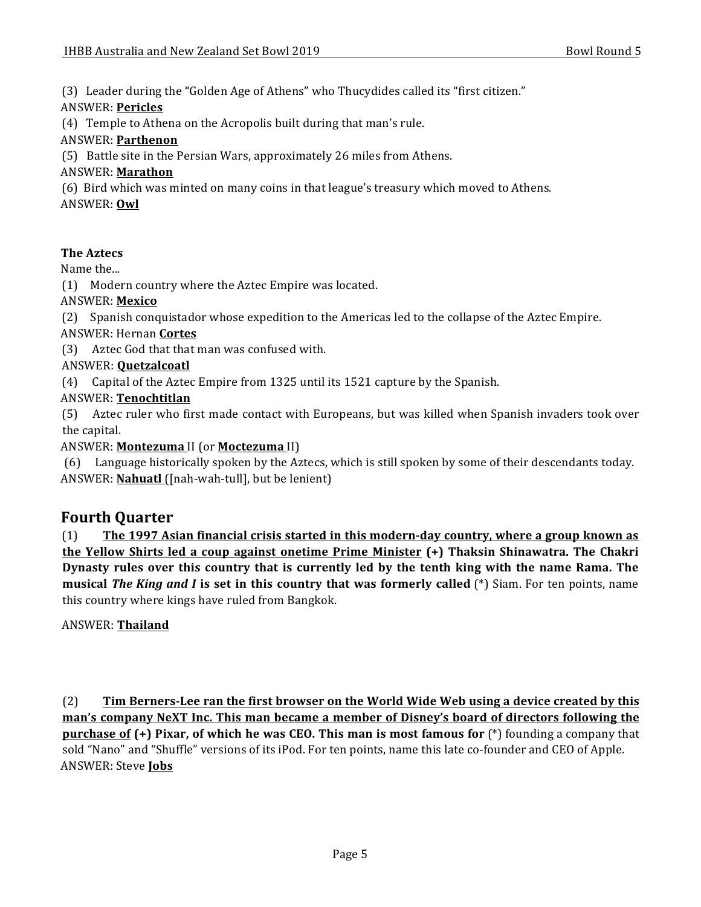(3) Leader during the "Golden Age of Athens" who Thucydides called its "first citizen."
ANSWER: **Pericles**

(4) Temple to Athena on the Acropolis built during that man's rule.
ANSWER: **Parthenon**

(5) Battle site in the Persian Wars, approximately 26 miles from Athens.
ANSWER: **Marathon**

(6) Bird which was minted on many coins in that league's treasury which moved to Athens.
ANSWER: **Owl**

**The Aztecs**

Name the...

(1) Modern country where the Aztec Empire was located.
ANSWER: **Mexico**

(2) Spanish conquistador whose expedition to the Americas led to the collapse of the Aztec Empire.
ANSWER: Hernan **Cortes**

(3) Aztec God that that man was confused with.
ANSWER: **Quetzalcoatl**

(4) Capital of the Aztec Empire from 1325 until its 1521 capture by the Spanish.
ANSWER: **Tenochtitlan**

(5) Aztec ruler who first made contact with Europeans, but was killed when Spanish invaders took over the capital.
ANSWER: **Montezuma** II (or **Moctezuma** II)

(6) Language historically spoken by the Aztecs, which is still spoken by some of their descendants today.
ANSWER: **Nahuatl** ([nah-wah-tull], but be lenient)

## Fourth Quarter

(1) **The 1997 Asian financial crisis started in this modern-day country, where a group known as the Yellow Shirts led a coup against onetime Prime Minister (+) Thaksin Shinawatra. The Chakri Dynasty rules over this country that is currently led by the tenth king with the name Rama. The musical *The King and I* is set in this country that was formerly called** (*) Siam. For ten points, name this country where kings have ruled from Bangkok.

ANSWER: **Thailand**

(2) **Tim Berners-Lee ran the first browser on the World Wide Web using a device created by this man's company NeXT Inc. This man became a member of Disney's board of directors following the purchase of (+) Pixar, of which he was CEO. This man is most famous for** (*) founding a company that sold "Nano" and "Shuffle" versions of its iPod. For ten points, name this late co-founder and CEO of Apple.
ANSWER: Steve **Jobs**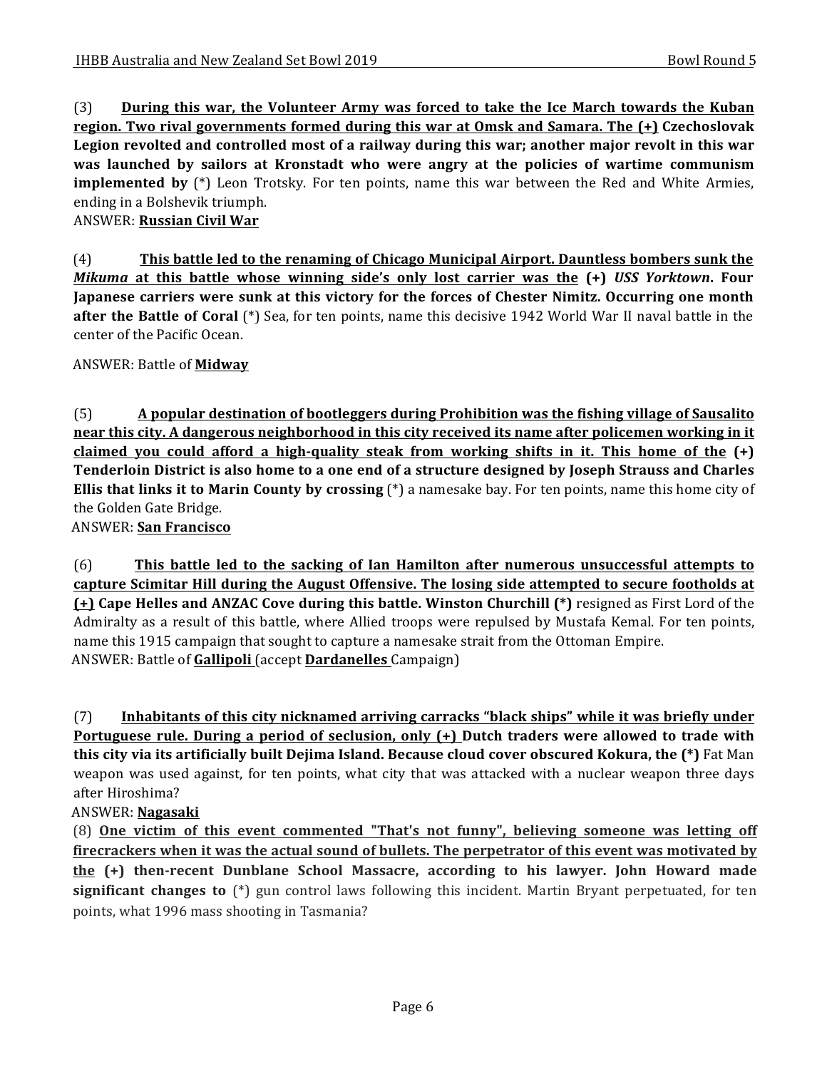(3) **<u>During this war, the Volunteer Army was forced to take the Ice March towards the Kuban region. Two rival governments formed during this war at Omsk and Samara. The</u> (+) Czechoslovak Legion revolted and controlled most of a railway during this war; another major revolt in this war was launched by sailors at Kronstadt who were angry at the policies of wartime communism implemented by** (*) Leon Trotsky. For ten points, name this war between the Red and White Armies, ending in a Bolshevik triumph.
ANSWER: **<u>Russian Civil War</u>**

(4) **<u>This battle led to the renaming of Chicago Municipal Airport. Dauntless bombers sunk the *Mikuma* at this battle whose winning side's only lost carrier was the</u> (+) *USS Yorktown*. Four Japanese carriers were sunk at this victory for the forces of Chester Nimitz. Occurring one month after the Battle of Coral** (*) Sea, for ten points, name this decisive 1942 World War II naval battle in the center of the Pacific Ocean.

ANSWER: Battle of **<u>Midway</u>**

(5) **<u>A popular destination of bootleggers during Prohibition was the fishing village of Sausalito near this city. A dangerous neighborhood in this city received its name after policemen working in it claimed you could afford a high-quality steak from working shifts in it. This home of the</u> (+) Tenderloin District is also home to a one end of a structure designed by Joseph Strauss and Charles Ellis that links it to Marin County by crossing** (*) a namesake bay. For ten points, name this home city of the Golden Gate Bridge.
ANSWER: **<u>San Francisco</u>**

(6) **<u>This battle led to the sacking of Ian Hamilton after numerous unsuccessful attempts to capture Scimitar Hill during the August Offensive. The losing side attempted to secure footholds at (+)</u> Cape Helles and ANZAC Cove during this battle. Winston Churchill (*)** resigned as First Lord of the Admiralty as a result of this battle, where Allied troops were repulsed by Mustafa Kemal. For ten points, name this 1915 campaign that sought to capture a namesake strait from the Ottoman Empire.
ANSWER: Battle of **<u>Gallipoli</u>** (accept **<u>Dardanelles</u>** Campaign)

(7) **<u>Inhabitants of this city nicknamed arriving carracks "black ships" while it was briefly under Portuguese rule. During a period of seclusion, only (+)</u> Dutch traders were allowed to trade with this city via its artificially built Dejima Island. Because cloud cover obscured Kokura, the (*)** Fat Man weapon was used against, for ten points, what city that was attacked with a nuclear weapon three days after Hiroshima?
ANSWER: **<u>Nagasaki</u>**

(8) **<u>One victim of this event commented "That's not funny", believing someone was letting off firecrackers when it was the actual sound of bullets. The perpetrator of this event was motivated by the</u> (+) then-recent Dunblane School Massacre, according to his lawyer. John Howard made significant changes to** (*) gun control laws following this incident. Martin Bryant perpetuated, for ten points, what 1996 mass shooting in Tasmania?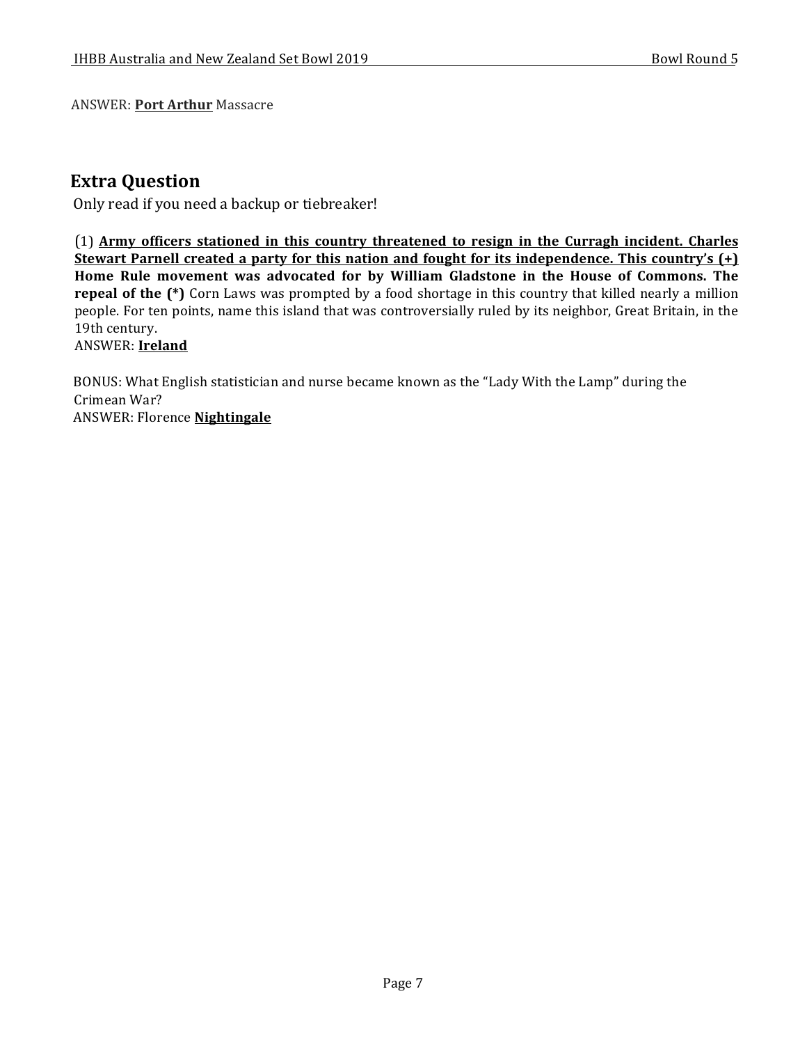ANSWER: **<u>Port Arthur</u>** Massacre

## Extra Question

Only read if you need a backup or tiebreaker!

(1) **<u>Army officers stationed in this country threatened to resign in the Curragh incident. Charles Stewart Parnell created a party for this nation and fought for its independence. This country's (+)</u> Home Rule movement was advocated for by William Gladstone in the House of Commons. The repeal of the (*)** Corn Laws was prompted by a food shortage in this country that killed nearly a million people. For ten points, name this island that was controversially ruled by its neighbor, Great Britain, in the 19th century.
ANSWER: **<u>Ireland</u>**

BONUS: What English statistician and nurse became known as the "Lady With the Lamp" during the Crimean War?
ANSWER: Florence **<u>Nightingale</u>**